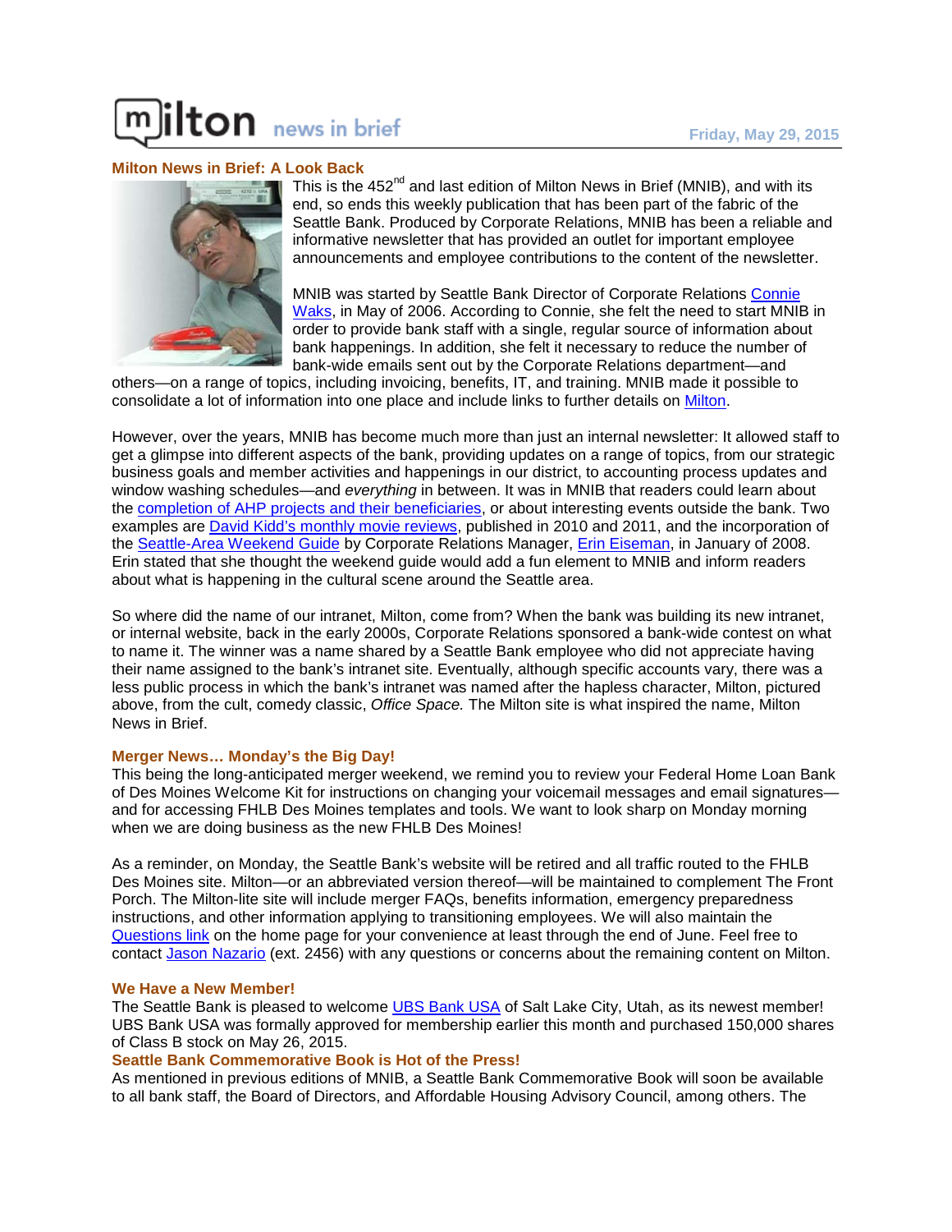# milton news in brief

Friday, May 29, 2015

## Milton News in Brief: A Look Back

This is the 452nd and last edition of Milton News in Brief (MNIB), and with its end, so ends this weekly publication that has been part of the fabric of the Seattle Bank. Produced by Corporate Relations, MNIB has been a reliable and informative newsletter that has provided an outlet for important employee announcements and employee contributions to the content of the newsletter.

MNIB was started by Seattle Bank Director of Corporate Relations Connie Waks, in May of 2006. According to Connie, she felt the need to start MNIB in order to provide bank staff with a single, regular source of information about bank happenings. In addition, she felt it necessary to reduce the number of bank-wide emails sent out by the Corporate Relations department—and others—on a range of topics, including invoicing, benefits, IT, and training. MNIB made it possible to consolidate a lot of information into one place and include links to further details on Milton.

However, over the years, MNIB has become much more than just an internal newsletter: It allowed staff to get a glimpse into different aspects of the bank, providing updates on a range of topics, from our strategic business goals and member activities and happenings in our district, to accounting process updates and window washing schedules—and *everything* in between. It was in MNIB that readers could learn about the completion of AHP projects and their beneficiaries, or about interesting events outside the bank. Two examples are David Kidd's monthly movie reviews, published in 2010 and 2011, and the incorporation of the Seattle-Area Weekend Guide by Corporate Relations Manager, Erin Eiseman, in January of 2008. Erin stated that she thought the weekend guide would add a fun element to MNIB and inform readers about what is happening in the cultural scene around the Seattle area.

So where did the name of our intranet, Milton, come from? When the bank was building its new intranet, or internal website, back in the early 2000s, Corporate Relations sponsored a bank-wide contest on what to name it. The winner was a name shared by a Seattle Bank employee who did not appreciate having their name assigned to the bank's intranet site. Eventually, although specific accounts vary, there was a less public process in which the bank's intranet was named after the hapless character, Milton, pictured above, from the cult, comedy classic, *Office Space.* The Milton site is what inspired the name, Milton News in Brief.

## Merger News… Monday's the Big Day!

This being the long-anticipated merger weekend, we remind you to review your Federal Home Loan Bank of Des Moines Welcome Kit for instructions on changing your voicemail messages and email signatures—and for accessing FHLB Des Moines templates and tools. We want to look sharp on Monday morning when we are doing business as the new FHLB Des Moines!

As a reminder, on Monday, the Seattle Bank's website will be retired and all traffic routed to the FHLB Des Moines site. Milton—or an abbreviated version thereof—will be maintained to complement The Front Porch. The Milton-lite site will include merger FAQs, benefits information, emergency preparedness instructions, and other information applying to transitioning employees. We will also maintain the Questions link on the home page for your convenience at least through the end of June. Feel free to contact Jason Nazario (ext. 2456) with any questions or concerns about the remaining content on Milton.

## We Have a New Member!

The Seattle Bank is pleased to welcome UBS Bank USA of Salt Lake City, Utah, as its newest member! UBS Bank USA was formally approved for membership earlier this month and purchased 150,000 shares of Class B stock on May 26, 2015.

## Seattle Bank Commemorative Book is Hot of the Press!

As mentioned in previous editions of MNIB, a Seattle Bank Commemorative Book will soon be available to all bank staff, the Board of Directors, and Affordable Housing Advisory Council, among others. The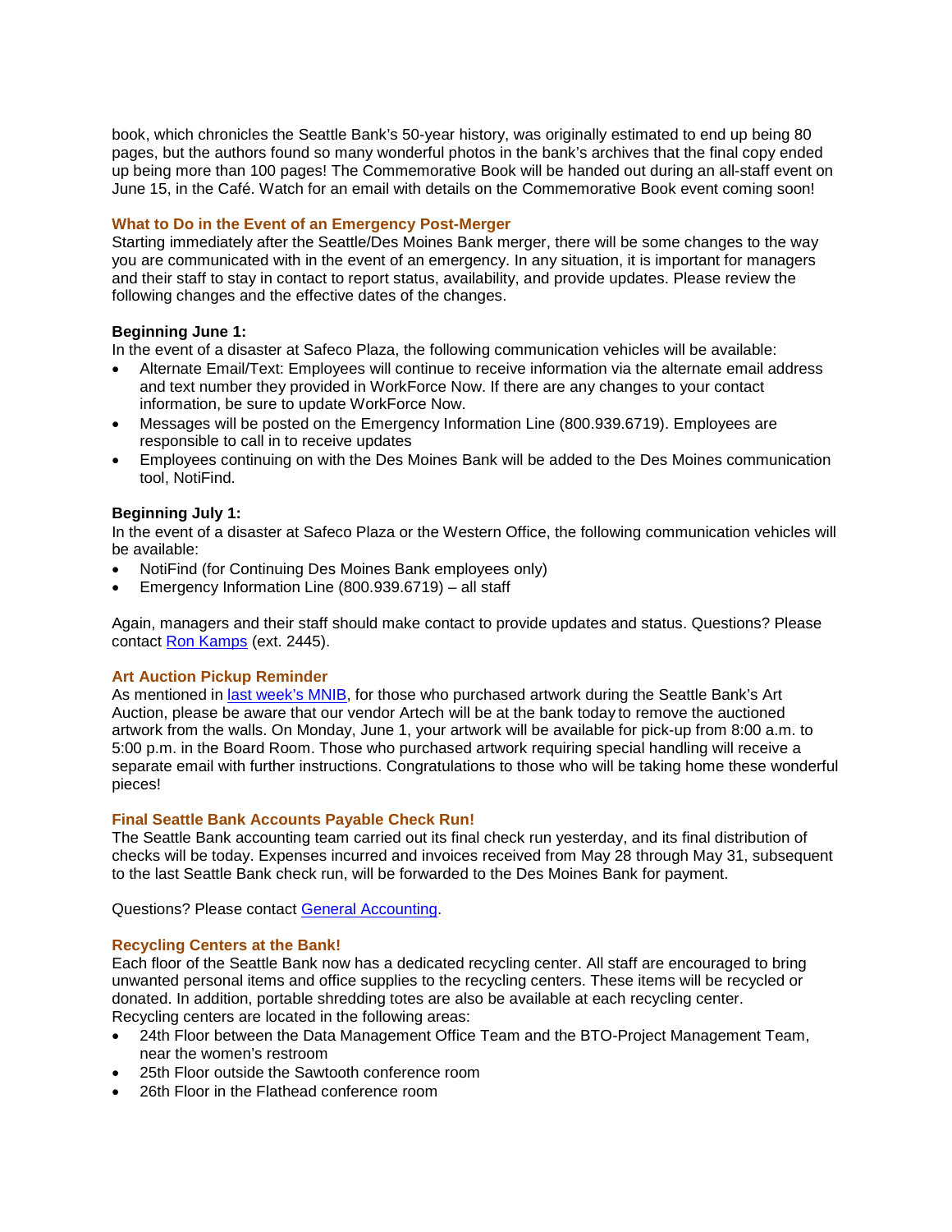book, which chronicles the Seattle Bank's 50-year history, was originally estimated to end up being 80 pages, but the authors found so many wonderful photos in the bank's archives that the final copy ended up being more than 100 pages! The Commemorative Book will be handed out during an all-staff event on June 15, in the Café. Watch for an email with details on the Commemorative Book event coming soon!

### What to Do in the Event of an Emergency Post-Merger

Starting immediately after the Seattle/Des Moines Bank merger, there will be some changes to the way you are communicated with in the event of an emergency. In any situation, it is important for managers and their staff to stay in contact to report status, availability, and provide updates. Please review the following changes and the effective dates of the changes.

**Beginning June 1:**

In the event of a disaster at Safeco Plaza, the following communication vehicles will be available:

- Alternate Email/Text: Employees will continue to receive information via the alternate email address and text number they provided in WorkForce Now. If there are any changes to your contact information, be sure to update WorkForce Now.
- Messages will be posted on the Emergency Information Line (800.939.6719). Employees are responsible to call in to receive updates
- Employees continuing on with the Des Moines Bank will be added to the Des Moines communication tool, NotiFind.

**Beginning July 1:**

In the event of a disaster at Safeco Plaza or the Western Office, the following communication vehicles will be available:

- NotiFind (for Continuing Des Moines Bank employees only)
- Emergency Information Line (800.939.6719) – all staff

Again, managers and their staff should make contact to provide updates and status. Questions? Please contact Ron Kamps (ext. 2445).

### Art Auction Pickup Reminder

As mentioned in last week's MNIB, for those who purchased artwork during the Seattle Bank's Art Auction, please be aware that our vendor Artech will be at the bank today to remove the auctioned artwork from the walls. On Monday, June 1, your artwork will be available for pick-up from 8:00 a.m. to 5:00 p.m. in the Board Room. Those who purchased artwork requiring special handling will receive a separate email with further instructions. Congratulations to those who will be taking home these wonderful pieces!

### Final Seattle Bank Accounts Payable Check Run!

The Seattle Bank accounting team carried out its final check run yesterday, and its final distribution of checks will be today. Expenses incurred and invoices received from May 28 through May 31, subsequent to the last Seattle Bank check run, will be forwarded to the Des Moines Bank for payment.

Questions? Please contact General Accounting.

### Recycling Centers at the Bank!

Each floor of the Seattle Bank now has a dedicated recycling center. All staff are encouraged to bring unwanted personal items and office supplies to the recycling centers. These items will be recycled or donated. In addition, portable shredding totes are also be available at each recycling center. Recycling centers are located in the following areas:

- 24th Floor between the Data Management Office Team and the BTO-Project Management Team, near the women's restroom
- 25th Floor outside the Sawtooth conference room
- 26th Floor in the Flathead conference room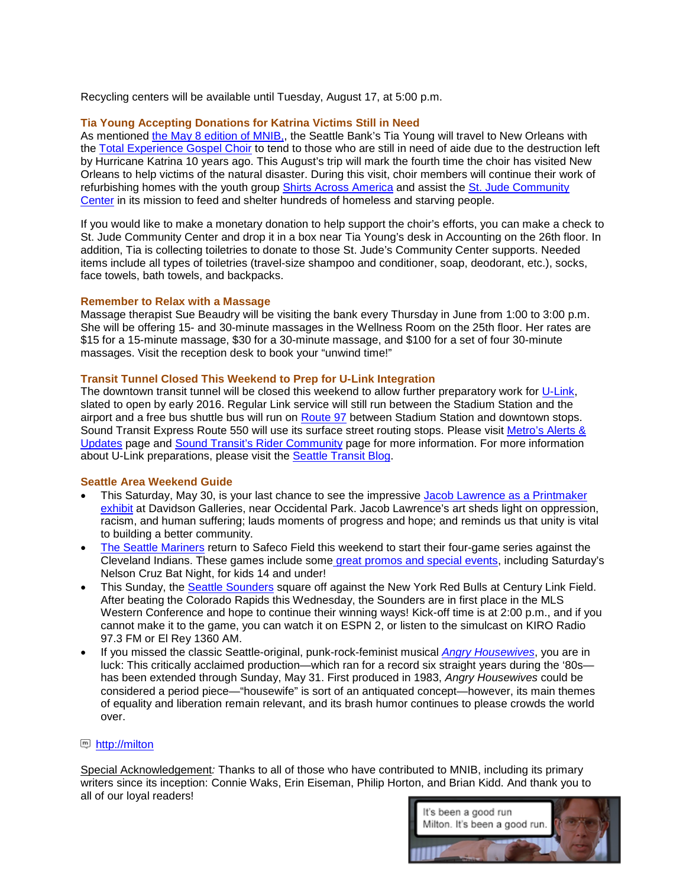Recycling centers will be available until Tuesday, August 17, at 5:00 p.m.

### Tia Young Accepting Donations for Katrina Victims Still in Need

As mentioned the May 8 edition of MNIB,, the Seattle Bank's Tia Young will travel to New Orleans with the Total Experience Gospel Choir to tend to those who are still in need of aide due to the destruction left by Hurricane Katrina 10 years ago. This August's trip will mark the fourth time the choir has visited New Orleans to help victims of the natural disaster. During this visit, choir members will continue their work of refurbishing homes with the youth group Shirts Across America and assist the St. Jude Community Center in its mission to feed and shelter hundreds of homeless and starving people.

If you would like to make a monetary donation to help support the choir's efforts, you can make a check to St. Jude Community Center and drop it in a box near Tia Young's desk in Accounting on the 26th floor. In addition, Tia is collecting toiletries to donate to those St. Jude's Community Center supports. Needed items include all types of toiletries (travel-size shampoo and conditioner, soap, deodorant, etc.), socks, face towels, bath towels, and backpacks.

### Remember to Relax with a Massage

Massage therapist Sue Beaudry will be visiting the bank every Thursday in June from 1:00 to 3:00 p.m. She will be offering 15- and 30-minute massages in the Wellness Room on the 25th floor. Her rates are $15 for a 15-minute massage, $30 for a 30-minute massage, and $100 for a set of four 30-minute massages. Visit the reception desk to book your "unwind time!"

### Transit Tunnel Closed This Weekend to Prep for U-Link Integration

The downtown transit tunnel will be closed this weekend to allow further preparatory work for U-Link, slated to open by early 2016. Regular Link service will still run between the Stadium Station and the airport and a free bus shuttle bus will run on Route 97 between Stadium Station and downtown stops. Sound Transit Express Route 550 will use its surface street routing stops. Please visit Metro's Alerts & Updates page and Sound Transit's Rider Community page for more information. For more information about U-Link preparations, please visit the Seattle Transit Blog.

### Seattle Area Weekend Guide

- This Saturday, May 30, is your last chance to see the impressive Jacob Lawrence as a Printmaker exhibit at Davidson Galleries, near Occidental Park. Jacob Lawrence's art sheds light on oppression, racism, and human suffering; lauds moments of progress and hope; and reminds us that unity is vital to building a better community.
- The Seattle Mariners return to Safeco Field this weekend to start their four-game series against the Cleveland Indians. These games include some great promos and special events, including Saturday's Nelson Cruz Bat Night, for kids 14 and under!
- This Sunday, the Seattle Sounders square off against the New York Red Bulls at Century Link Field. After beating the Colorado Rapids this Wednesday, the Sounders are in first place in the MLS Western Conference and hope to continue their winning ways! Kick-off time is at 2:00 p.m., and if you cannot make it to the game, you can watch it on ESPN 2, or listen to the simulcast on KIRO Radio 97.3 FM or El Rey 1360 AM.
- If you missed the classic Seattle-original, punk-rock-feminist musical *Angry Housewives*, you are in luck: This critically acclaimed production—which ran for a record six straight years during the '80s—has been extended through Sunday, May 31. First produced in 1983, *Angry Housewives* could be considered a period piece—"housewife" is sort of an antiquated concept—however, its main themes of equality and liberation remain relevant, and its brash humor continues to please crowds the world over.

http://milton

Special Acknowledgement*:* Thanks to all of those who have contributed to MNIB, including its primary writers since its inception: Connie Waks, Erin Eiseman, Philip Horton, and Brian Kidd. And thank you to all of our loyal readers!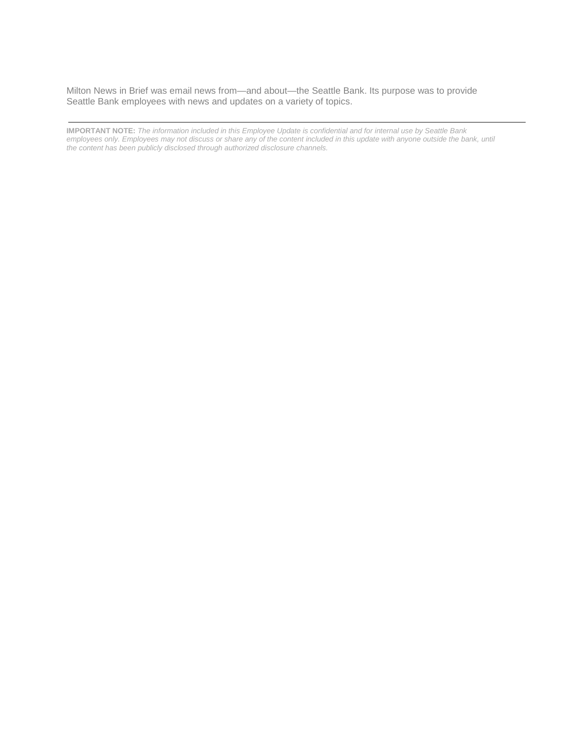Milton News in Brief was email news from—and about—the Seattle Bank. Its purpose was to provide Seattle Bank employees with news and updates on a variety of topics.

---

**IMPORTANT NOTE:** *The information included in this Employee Update is confidential and for internal use by Seattle Bank employees only. Employees may not discuss or share any of the content included in this update with anyone outside the bank, until the content has been publicly disclosed through authorized disclosure channels.*